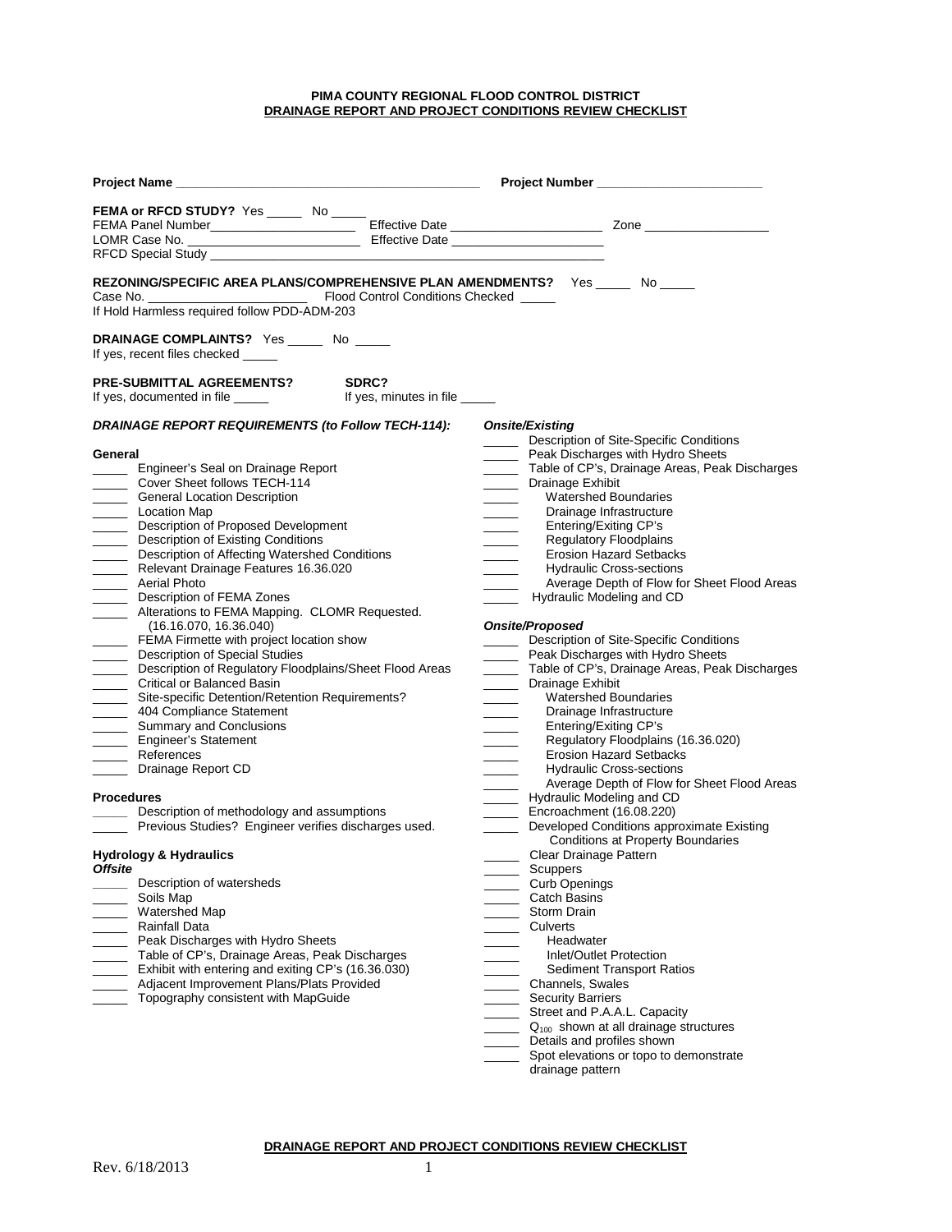**PIMA COUNTY REGIONAL FLOOD CONTROL DISTRICT**
**DRAINAGE REPORT AND PROJECT CONDITIONS REVIEW CHECKLIST**

**Project Name** ___________________________________________ **Project Number** ______________________

**FEMA or RFCD STUDY?** Yes _____ No _____
FEMA Panel Number______________________ Effective Date ______________________ Zone __________________
LOMR Case No. ________________________ Effective Date ______________________
RFCD Special Study _________________________________________________________________

**REZONING/SPECIFIC AREA PLANS/COMPREHENSIVE PLAN AMENDMENTS?** Yes _____ No _____
Case No. _______________________ Flood Control Conditions Checked _____
If Hold Harmless required follow PDD-ADM-203

**DRAINAGE COMPLAINTS?** Yes _____ No _____
If yes, recent files checked _____

**PRE-SUBMITTAL AGREEMENTS?** If yes, documented in file _____
**SDRC?** If yes, minutes in file _____

***DRAINAGE REPORT REQUIREMENTS (to Follow TECH-114):***

**General**

- _____ Engineer's Seal on Drainage Report
- _____ Cover Sheet follows TECH-114
- _____ General Location Description
- _____ Location Map
- _____ Description of Proposed Development
- _____ Description of Existing Conditions
- _____ Description of Affecting Watershed Conditions
- _____ Relevant Drainage Features 16.36.020
- _____ Aerial Photo
- _____ Description of FEMA Zones
- _____ Alterations to FEMA Mapping. CLOMR Requested. (16.16.070, 16.36.040)
- _____ FEMA Firmette with project location show
- _____ Description of Special Studies
- _____ Description of Regulatory Floodplains/Sheet Flood Areas
- _____ Critical or Balanced Basin
- _____ Site-specific Detention/Retention Requirements?
- _____ 404 Compliance Statement
- _____ Summary and Conclusions
- _____ Engineer's Statement
- _____ References
- _____ Drainage Report CD

**Procedures**

- _____ Description of methodology and assumptions
- _____ Previous Studies? Engineer verifies discharges used.

**Hydrology & Hydraulics**

***Offsite***

- _____ Description of watersheds
- _____ Soils Map
- _____ Watershed Map
- _____ Rainfall Data
- _____ Peak Discharges with Hydro Sheets
- _____ Table of CP's, Drainage Areas, Peak Discharges
- _____ Exhibit with entering and exiting CP's (16.36.030)
- _____ Adjacent Improvement Plans/Plats Provided
- _____ Topography consistent with MapGuide

***Onsite/Existing***

- _____ Description of Site-Specific Conditions
- _____ Peak Discharges with Hydro Sheets
- _____ Table of CP's, Drainage Areas, Peak Discharges
- _____ Drainage Exhibit
  - _____ Watershed Boundaries
  - _____ Drainage Infrastructure
  - _____ Entering/Exiting CP's
  - _____ Regulatory Floodplains
  - _____ Erosion Hazard Setbacks
  - _____ Hydraulic Cross-sections
  - _____ Average Depth of Flow for Sheet Flood Areas
- _____ Hydraulic Modeling and CD

***Onsite/Proposed***

- _____ Description of Site-Specific Conditions
- _____ Peak Discharges with Hydro Sheets
- _____ Table of CP's, Drainage Areas, Peak Discharges
- _____ Drainage Exhibit
  - _____ Watershed Boundaries
  - _____ Drainage Infrastructure
  - _____ Entering/Exiting CP's
  - _____ Regulatory Floodplains (16.36.020)
  - _____ Erosion Hazard Setbacks
  - _____ Hydraulic Cross-sections
  - _____ Average Depth of Flow for Sheet Flood Areas
- _____ Hydraulic Modeling and CD
- _____ Encroachment (16.08.220)
- _____ Developed Conditions approximate Existing Conditions at Property Boundaries
- _____ Clear Drainage Pattern
- _____ Scuppers
- _____ Curb Openings
- _____ Catch Basins
- _____ Storm Drain
- _____ Culverts
  - _____ Headwater
  - _____ Inlet/Outlet Protection
  - _____ Sediment Transport Ratios
- _____ Channels, Swales
- _____ Security Barriers
- _____ Street and P.A.A.L. Capacity
- _____ $Q_{100}$ shown at all drainage structures
- _____ Details and profiles shown
- _____ Spot elevations or topo to demonstrate drainage pattern

Rev. 6/18/2013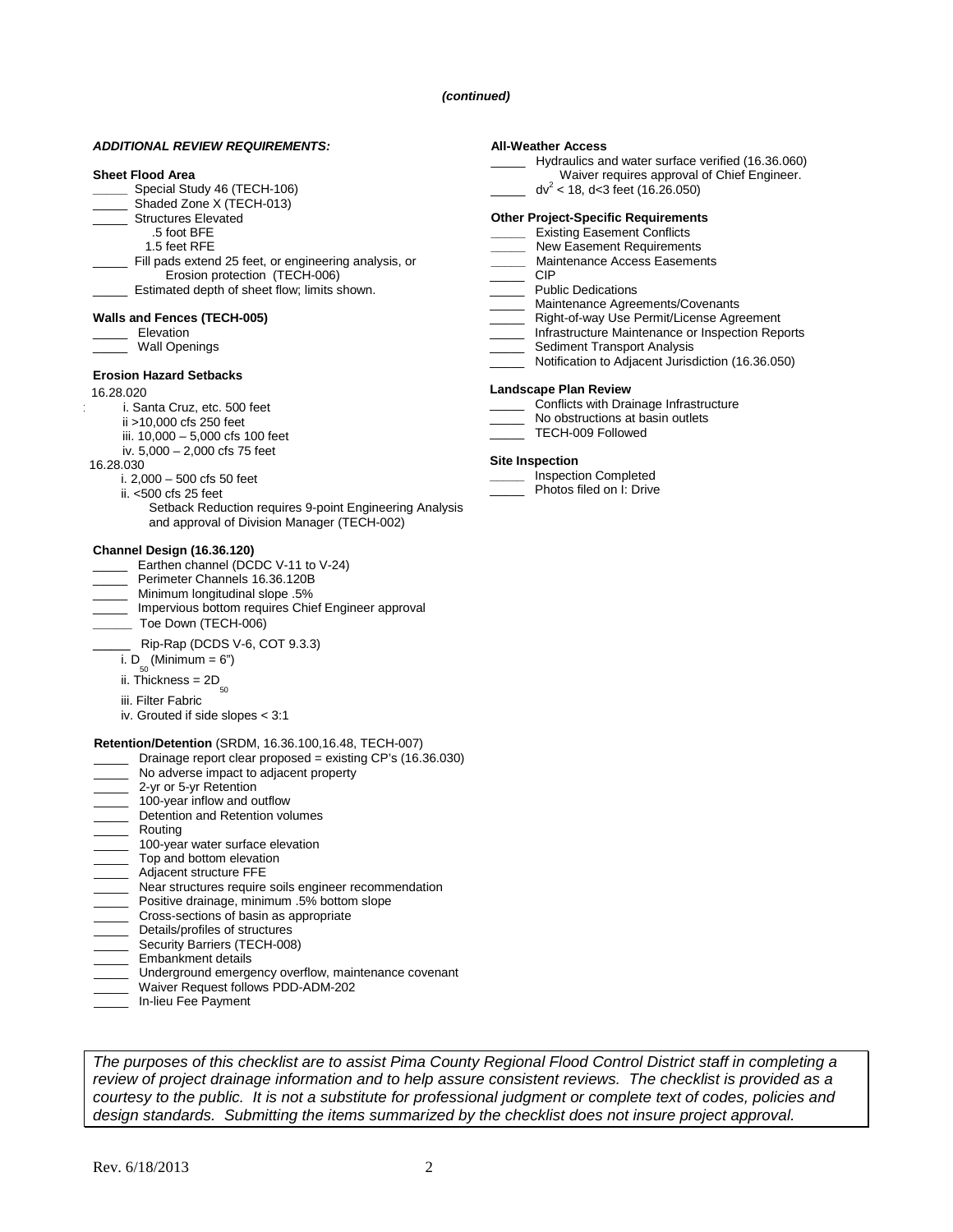*(continued)*

***ADDITIONAL REVIEW REQUIREMENTS:***

**Sheet Flood Area**

_____ Special Study 46 (TECH-106)
_____ Shaded Zone X (TECH-013)
_____ Structures Elevated
  .5 foot BFE
  1.5 feet RFE
_____ Fill pads extend 25 feet, or engineering analysis, or
  Erosion protection (TECH-006)
_____ Estimated depth of sheet flow; limits shown.

**Walls and Fences (TECH-005)**

_____ Elevation
_____ Wall Openings

**Erosion Hazard Setbacks**

16.28.020
- i. Santa Cruz, etc. 500 feet
- ii >10,000 cfs 250 feet
- iii. 10,000 – 5,000 cfs 100 feet
- iv. 5,000 – 2,000 cfs 75 feet

16.28.030
- i. 2,000 – 500 cfs 50 feet
- ii. <500 cfs 25 feet

  Setback Reduction requires 9-point Engineering Analysis and approval of Division Manager (TECH-002)

**Channel Design (16.36.120)**

_____ Earthen channel (DCDC V-11 to V-24)
_____ Perimeter Channels 16.36.120B
_____ Minimum longitudinal slope .5%
_____ Impervious bottom requires Chief Engineer approval
_____ Toe Down (TECH-006)
_____ Rip-Rap (DCDS V-6, COT 9.3.3)
- i. $D_{50}$ (Minimum = 6")
- ii. Thickness = $2D_{50}$
- iii. Filter Fabric
- iv. Grouted if side slopes < 3:1

**Retention/Detention** (SRDM, 16.36.100,16.48, TECH-007)

_____ Drainage report clear proposed = existing CP's (16.36.030)
_____ No adverse impact to adjacent property
_____ 2-yr or 5-yr Retention
_____ 100-year inflow and outflow
_____ Detention and Retention volumes
_____ Routing
_____ 100-year water surface elevation
_____ Top and bottom elevation
_____ Adjacent structure FFE
_____ Near structures require soils engineer recommendation
_____ Positive drainage, minimum .5% bottom slope
_____ Cross-sections of basin as appropriate
_____ Details/profiles of structures
_____ Security Barriers (TECH-008)
_____ Embankment details
_____ Underground emergency overflow, maintenance covenant
_____ Waiver Request follows PDD-ADM-202
_____ In-lieu Fee Payment

**All-Weather Access**

_____ Hydraulics and water surface verified (16.36.060)
  Waiver requires approval of Chief Engineer.
_____ $dv^2 < 18$, d<3 feet (16.26.050)

**Other Project-Specific Requirements**

_____ Existing Easement Conflicts
_____ New Easement Requirements
_____ Maintenance Access Easements
_____ CIP
_____ Public Dedications
_____ Maintenance Agreements/Covenants
_____ Right-of-way Use Permit/License Agreement
_____ Infrastructure Maintenance or Inspection Reports
_____ Sediment Transport Analysis
_____ Notification to Adjacent Jurisdiction (16.36.050)

**Landscape Plan Review**

_____ Conflicts with Drainage Infrastructure
_____ No obstructions at basin outlets
_____ TECH-009 Followed

**Site Inspection**

_____ Inspection Completed
_____ Photos filed on I: Drive

*The purposes of this checklist are to assist Pima County Regional Flood Control District staff in completing a review of project drainage information and to help assure consistent reviews. The checklist is provided as a courtesy to the public. It is not a substitute for professional judgment or complete text of codes, policies and design standards. Submitting the items summarized by the checklist does not insure project approval.*

Rev. 6/18/2013